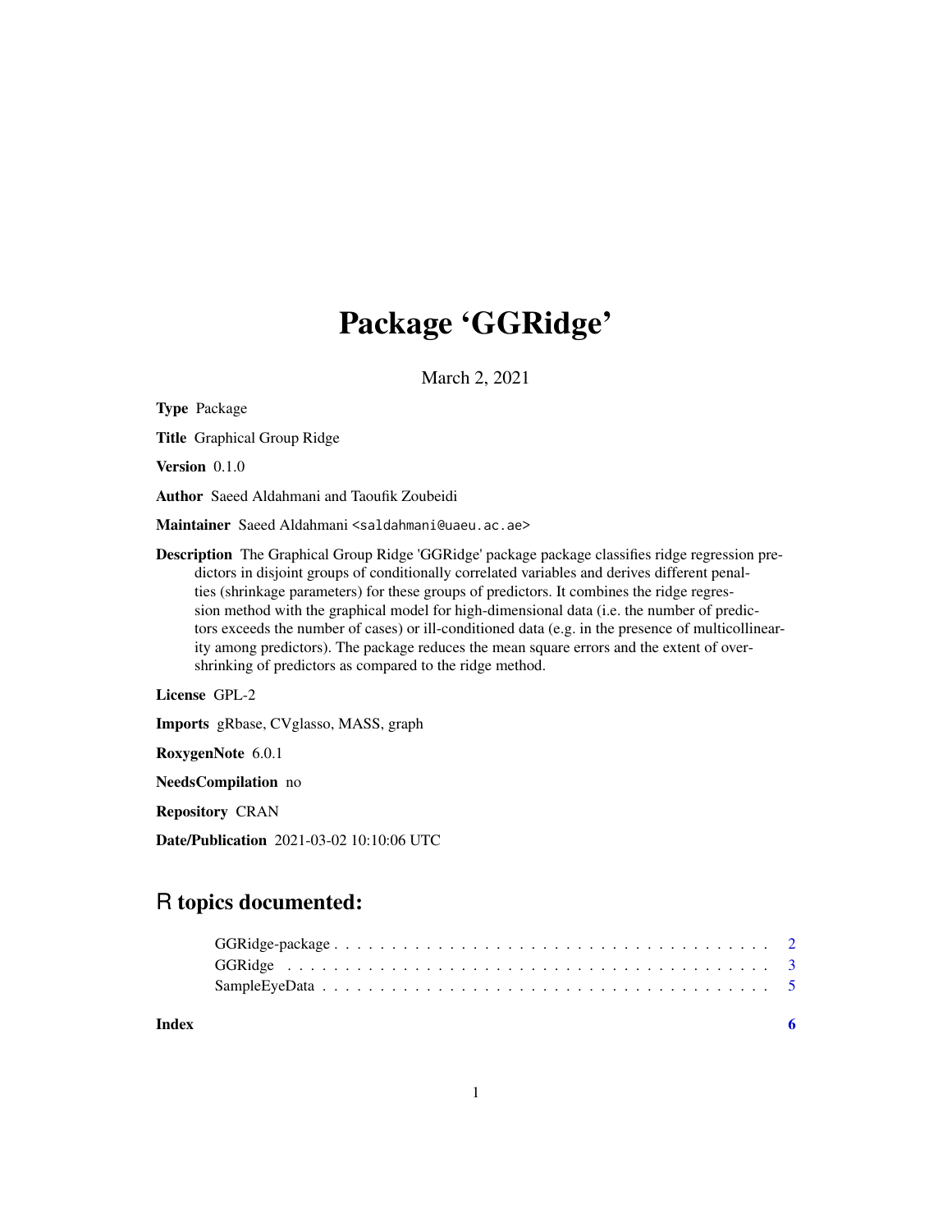// Package 'GGRidge'

March 2, 2021

**Type** Package

**Title** Graphical Group Ridge

**Version** 0.1.0

**Author** Saeed Aldahmani and Taoufik Zoubeidi

**Maintainer** Saeed Aldahmani <saldahmani@uaeu.ac.ae>

**Description** The Graphical Group Ridge 'GGRidge' package package classifies ridge regression predictors in disjoint groups of conditionally correlated variables and derives different penalties (shrinkage parameters) for these groups of predictors. It combines the ridge regression method with the graphical model for high-dimensional data (i.e. the number of predictors exceeds the number of cases) or ill-conditioned data (e.g. in the presence of multicollinearity among predictors). The package reduces the mean square errors and the extent of over-shrinking of predictors as compared to the ridge method.

**License** GPL-2

**Imports** gRbase, CVglasso, MASS, graph

**RoxygenNote** 6.0.1

**NeedsCompilation** no

**Repository** CRAN

**Date/Publication** 2021-03-02 10:10:06 UTC

## R topics documented:

GGRidge-package . . . . . . . . . . . . . . . . . . . . . . . . . . . . . . . . . . . . . . 2
GGRidge . . . . . . . . . . . . . . . . . . . . . . . . . . . . . . . . . . . . . . . . . . . 3
SampleEyeData . . . . . . . . . . . . . . . . . . . . . . . . . . . . . . . . . . . . . . . 5

**Index** **6**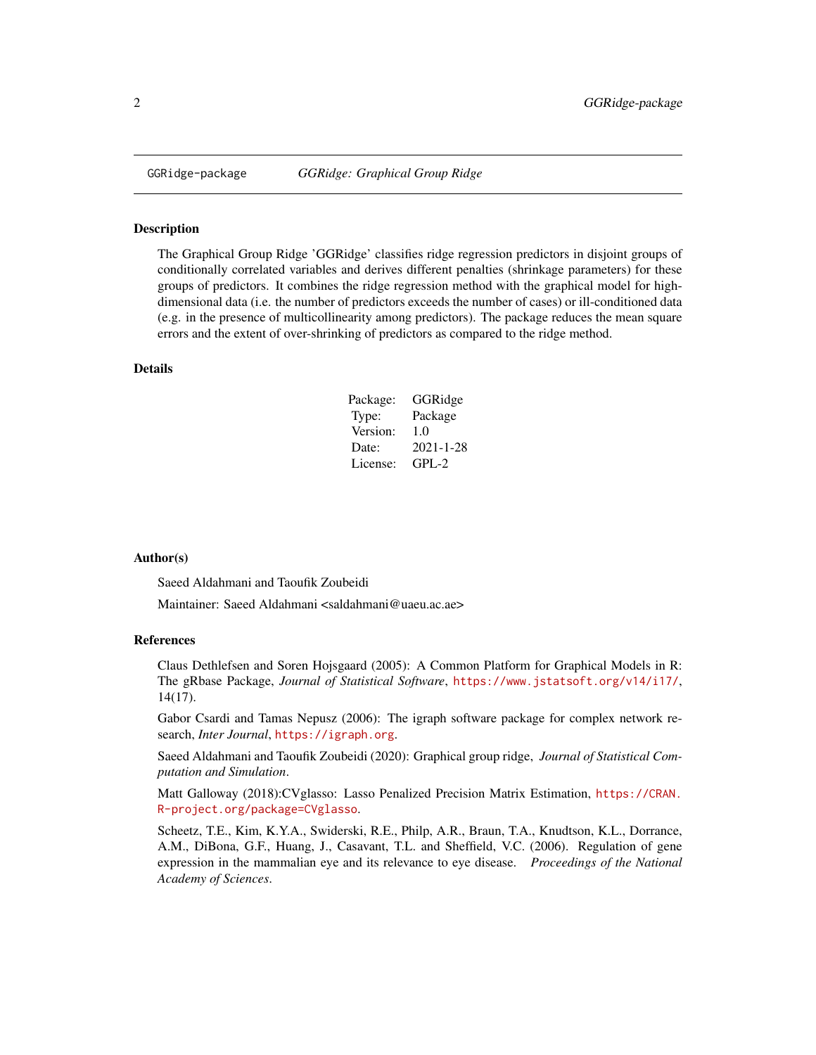GGRidge-package *GGRidge: Graphical Group Ridge*

## Description

The Graphical Group Ridge 'GGRidge' classifies ridge regression predictors in disjoint groups of conditionally correlated variables and derives different penalties (shrinkage parameters) for these groups of predictors. It combines the ridge regression method with the graphical model for high-dimensional data (i.e. the number of predictors exceeds the number of cases) or ill-conditioned data (e.g. in the presence of multicollinearity among predictors). The package reduces the mean square errors and the extent of over-shrinking of predictors as compared to the ridge method.

## Details

| | |
|---|---|
| Package: | GGRidge |
| Type: | Package |
| Version: | 1.0 |
| Date: | 2021-1-28 |
| License: | GPL-2 |

## Author(s)

Saeed Aldahmani and Taoufik Zoubeidi

Maintainer: Saeed Aldahmani <saldahmani@uaeu.ac.ae>

## References

Claus Dethlefsen and Soren Hojsgaard (2005): A Common Platform for Graphical Models in R: The gRbase Package, *Journal of Statistical Software*, https://www.jstatsoft.org/v14/i17/, 14(17).

Gabor Csardi and Tamas Nepusz (2006): The igraph software package for complex network research, *Inter Journal*, https://igraph.org.

Saeed Aldahmani and Taoufik Zoubeidi (2020): Graphical group ridge, *Journal of Statistical Computation and Simulation*.

Matt Galloway (2018):CVglasso: Lasso Penalized Precision Matrix Estimation, https://CRAN.R-project.org/package=CVglasso.

Scheetz, T.E., Kim, K.Y.A., Swiderski, R.E., Philp, A.R., Braun, T.A., Knudtson, K.L., Dorrance, A.M., DiBona, G.F., Huang, J., Casavant, T.L. and Sheffield, V.C. (2006). Regulation of gene expression in the mammalian eye and its relevance to eye disease. *Proceedings of the National Academy of Sciences*.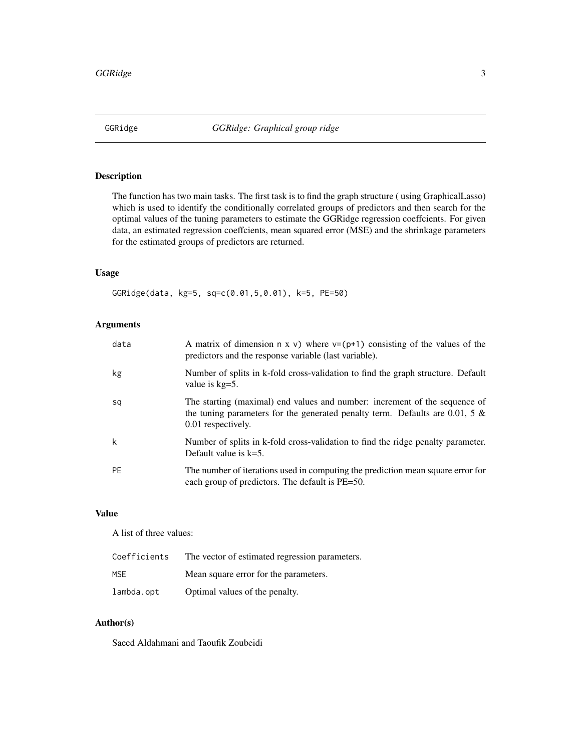# GGRidge — *GGRidge: Graphical group ridge*

## Description

The function has two main tasks. The first task is to find the graph structure ( using GraphicalLasso) which is used to identify the conditionally correlated groups of predictors and then search for the optimal values of the tuning parameters to estimate the GGRidge regression coeffcients. For given data, an estimated regression coeffcients, mean squared error (MSE) and the shrinkage parameters for the estimated groups of predictors are returned.

## Usage

```
GGRidge(data, kg=5, sq=c(0.01,5,0.01), k=5, PE=50)
```

## Arguments

| | |
|---|---|
| `data` | A matrix of dimension `n x v`) where `v=(p+1)` consisting of the values of the predictors and the response variable (last variable). |
| `kg` | Number of splits in k-fold cross-validation to find the graph structure. Default value is kg=5. |
| `sq` | The starting (maximal) end values and number: increment of the sequence of the tuning parameters for the generated penalty term. Defaults are 0.01, 5 & 0.01 respectively. |
| `k` | Number of splits in k-fold cross-validation to find the ridge penalty parameter. Default value is k=5. |
| `PE` | The number of iterations used in computing the prediction mean square error for each group of predictors. The default is PE=50. |

## Value

A list of three values:

| | |
|---|---|
| `Coefficients` | The vector of estimated regression parameters. |
| `MSE` | Mean square error for the parameters. |
| `lambda.opt` | Optimal values of the penalty. |

## Author(s)

Saeed Aldahmani and Taoufik Zoubeidi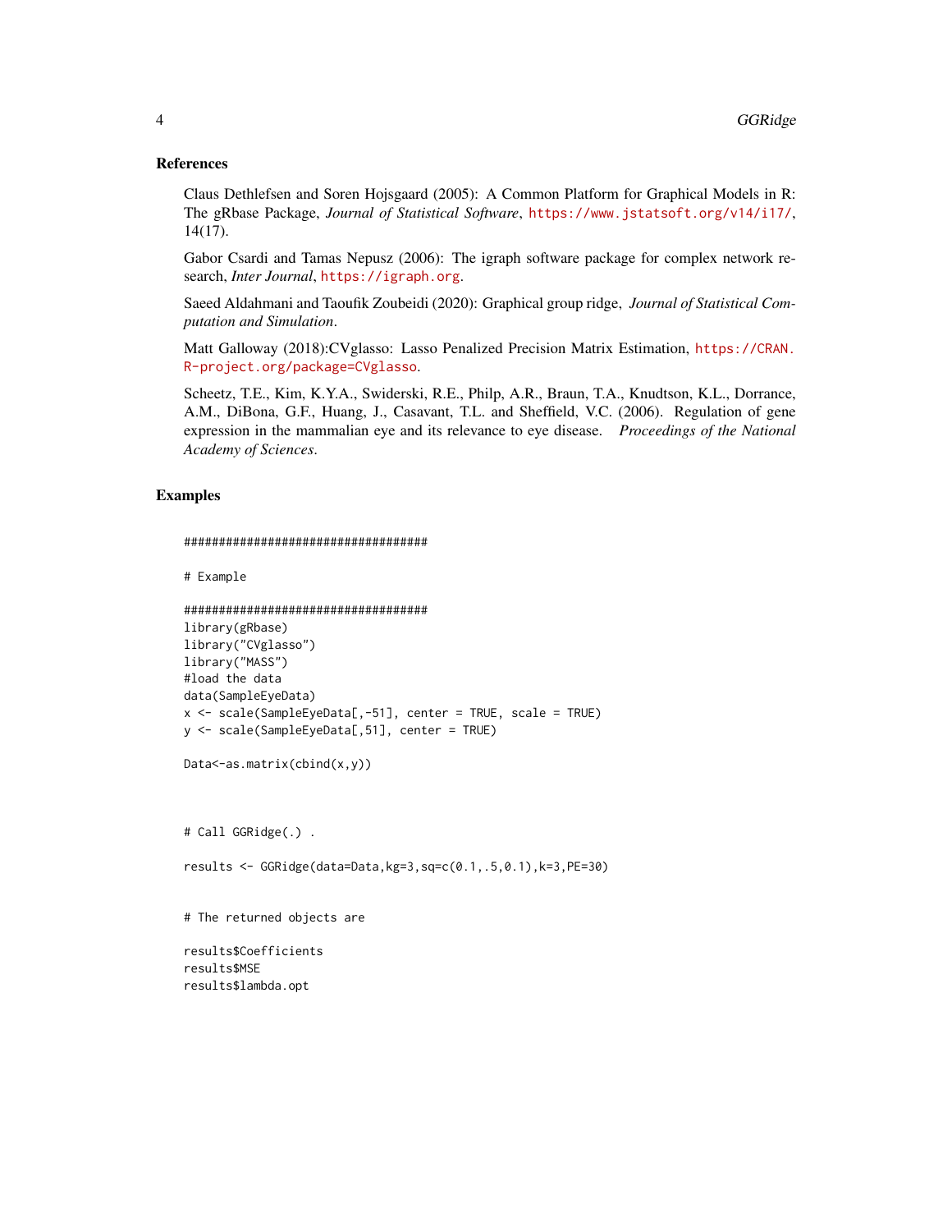## References

Claus Dethlefsen and Soren Hojsgaard (2005): A Common Platform for Graphical Models in R: The gRbase Package, *Journal of Statistical Software*, https://www.jstatsoft.org/v14/i17/, 14(17).

Gabor Csardi and Tamas Nepusz (2006): The igraph software package for complex network research, *Inter Journal*, https://igraph.org.

Saeed Aldahmani and Taoufik Zoubeidi (2020): Graphical group ridge, *Journal of Statistical Computation and Simulation*.

Matt Galloway (2018):CVglasso: Lasso Penalized Precision Matrix Estimation, https://CRAN.R-project.org/package=CVglasso.

Scheetz, T.E., Kim, K.Y.A., Swiderski, R.E., Philp, A.R., Braun, T.A., Knudtson, K.L., Dorrance, A.M., DiBona, G.F., Huang, J., Casavant, T.L. and Sheffield, V.C. (2006). Regulation of gene expression in the mammalian eye and its relevance to eye disease. *Proceedings of the National Academy of Sciences*.

## Examples

```
###################################

# Example

###################################
library(gRbase)
library("CVglasso")
library("MASS")
#load the data
data(SampleEyeData)
x <- scale(SampleEyeData[,-51], center = TRUE, scale = TRUE)
y <- scale(SampleEyeData[,51], center = TRUE)

Data<-as.matrix(cbind(x,y))



# Call GGRidge(.) .

results <- GGRidge(data=Data,kg=3,sq=c(0.1,.5,0.1),k=3,PE=30)


# The returned objects are

results$Coefficients
results$MSE
results$lambda.opt
```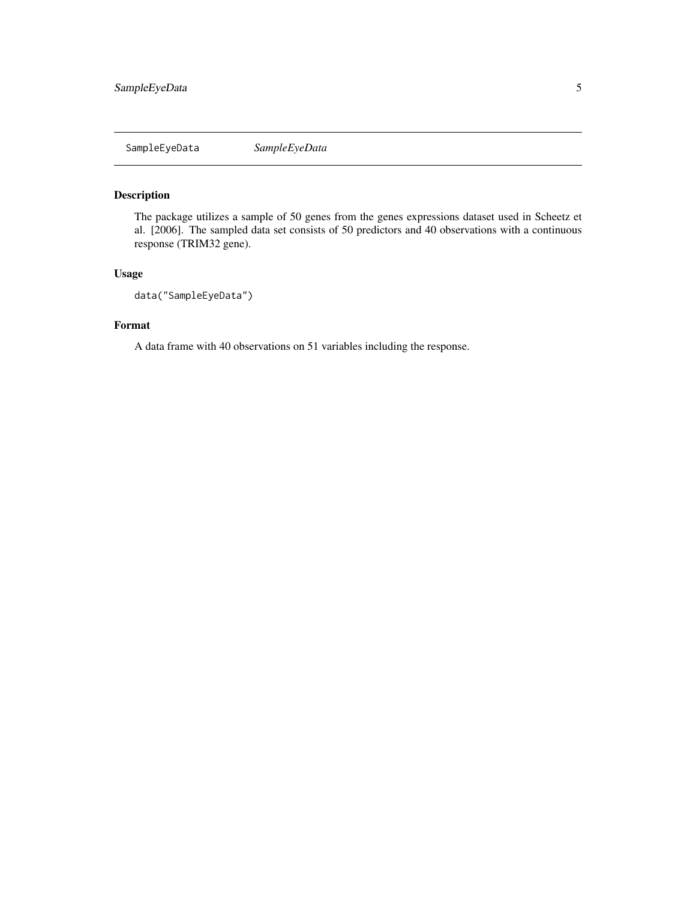SampleEyeData *SampleEyeData*

## Description

The package utilizes a sample of 50 genes from the genes expressions dataset used in Scheetz et al. [2006]. The sampled data set consists of 50 predictors and 40 observations with a continuous response (TRIM32 gene).

## Usage

```
data("SampleEyeData")
```

## Format

A data frame with 40 observations on 51 variables including the response.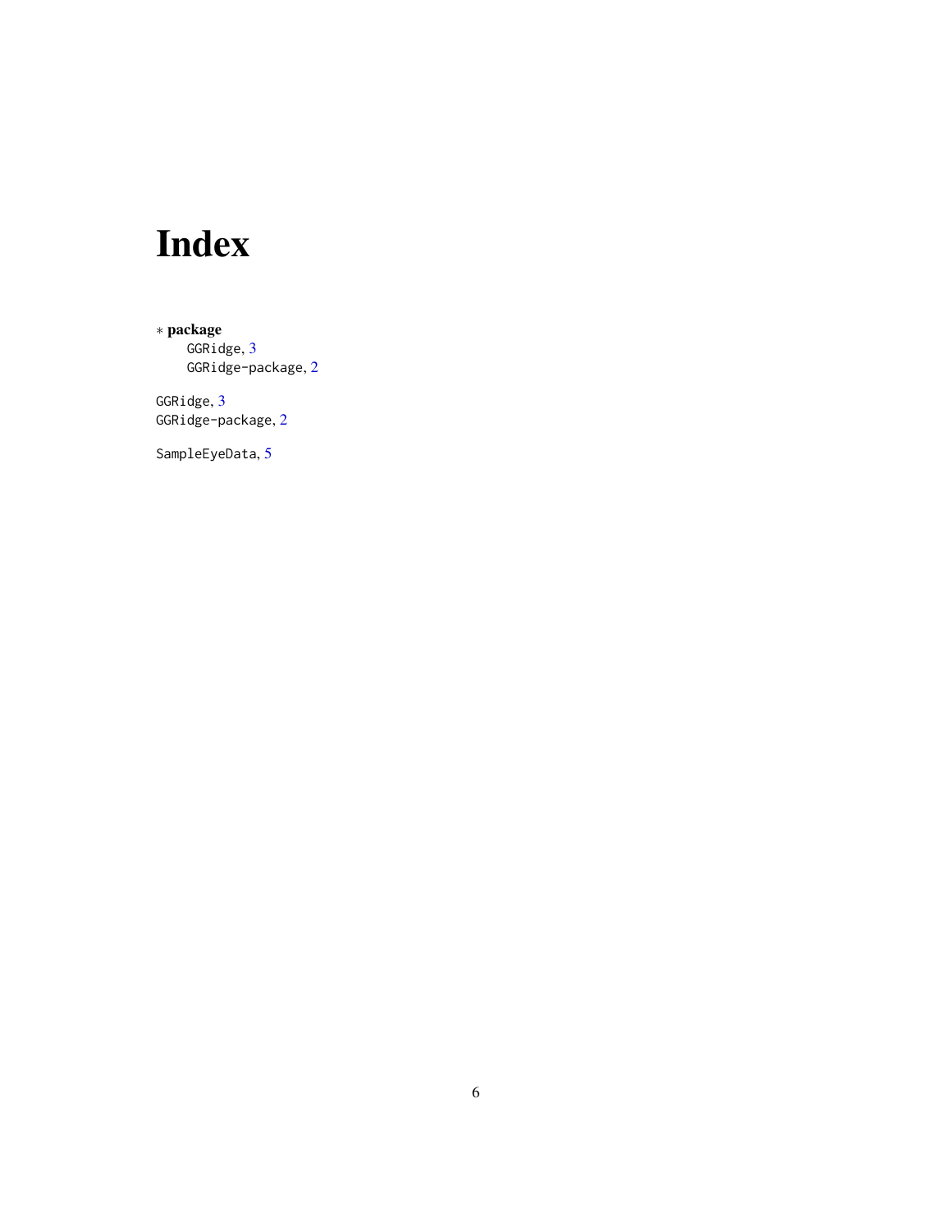# Index

∗ **package**
    GGRidge, 3
    GGRidge-package, 2

GGRidge, 3
GGRidge-package, 2

SampleEyeData, 5